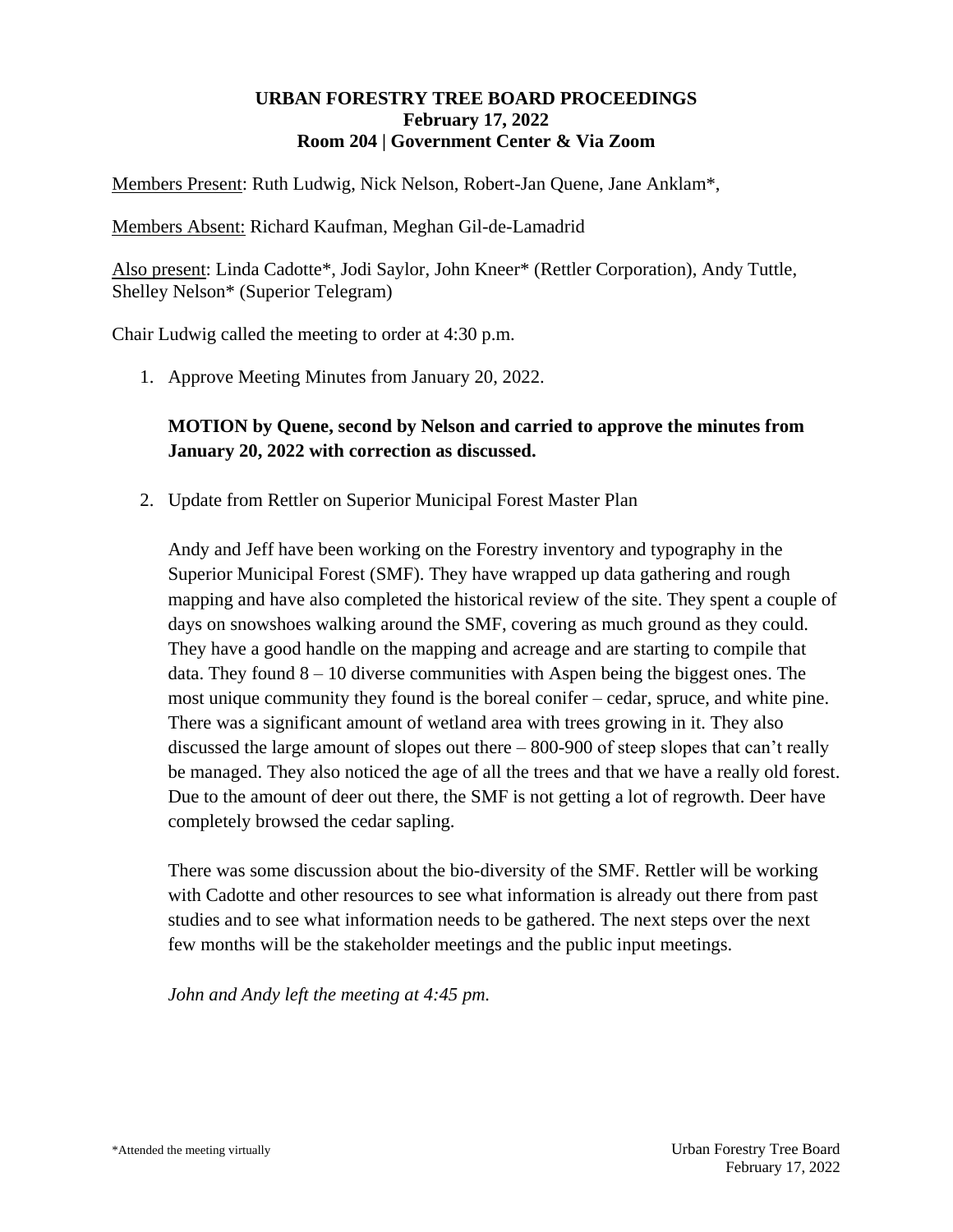**URBAN FORESTRY TREE BOARD PROCEEDINGS**
**February 17, 2022**
**Room 204 | Government Center & Via Zoom**

Members Present: Ruth Ludwig, Nick Nelson, Robert-Jan Quene, Jane Anklam*,

Members Absent: Richard Kaufman, Meghan Gil-de-Lamadrid

Also present: Linda Cadotte*, Jodi Saylor, John Kneer* (Rettler Corporation), Andy Tuttle, Shelley Nelson* (Superior Telegram)

Chair Ludwig called the meeting to order at 4:30 p.m.

1. Approve Meeting Minutes from January 20, 2022.

   **MOTION by Quene, second by Nelson and carried to approve the minutes from January 20, 2022 with correction as discussed.**

2. Update from Rettler on Superior Municipal Forest Master Plan

   Andy and Jeff have been working on the Forestry inventory and typography in the Superior Municipal Forest (SMF). They have wrapped up data gathering and rough mapping and have also completed the historical review of the site. They spent a couple of days on snowshoes walking around the SMF, covering as much ground as they could. They have a good handle on the mapping and acreage and are starting to compile that data. They found 8 – 10 diverse communities with Aspen being the biggest ones. The most unique community they found is the boreal conifer – cedar, spruce, and white pine. There was a significant amount of wetland area with trees growing in it. They also discussed the large amount of slopes out there – 800-900 of steep slopes that can't really be managed. They also noticed the age of all the trees and that we have a really old forest. Due to the amount of deer out there, the SMF is not getting a lot of regrowth. Deer have completely browsed the cedar sapling.

   There was some discussion about the bio-diversity of the SMF. Rettler will be working with Cadotte and other resources to see what information is already out there from past studies and to see what information needs to be gathered. The next steps over the next few months will be the stakeholder meetings and the public input meetings.

   *John and Andy left the meeting at 4:45 pm.*

*Attended the meeting virtually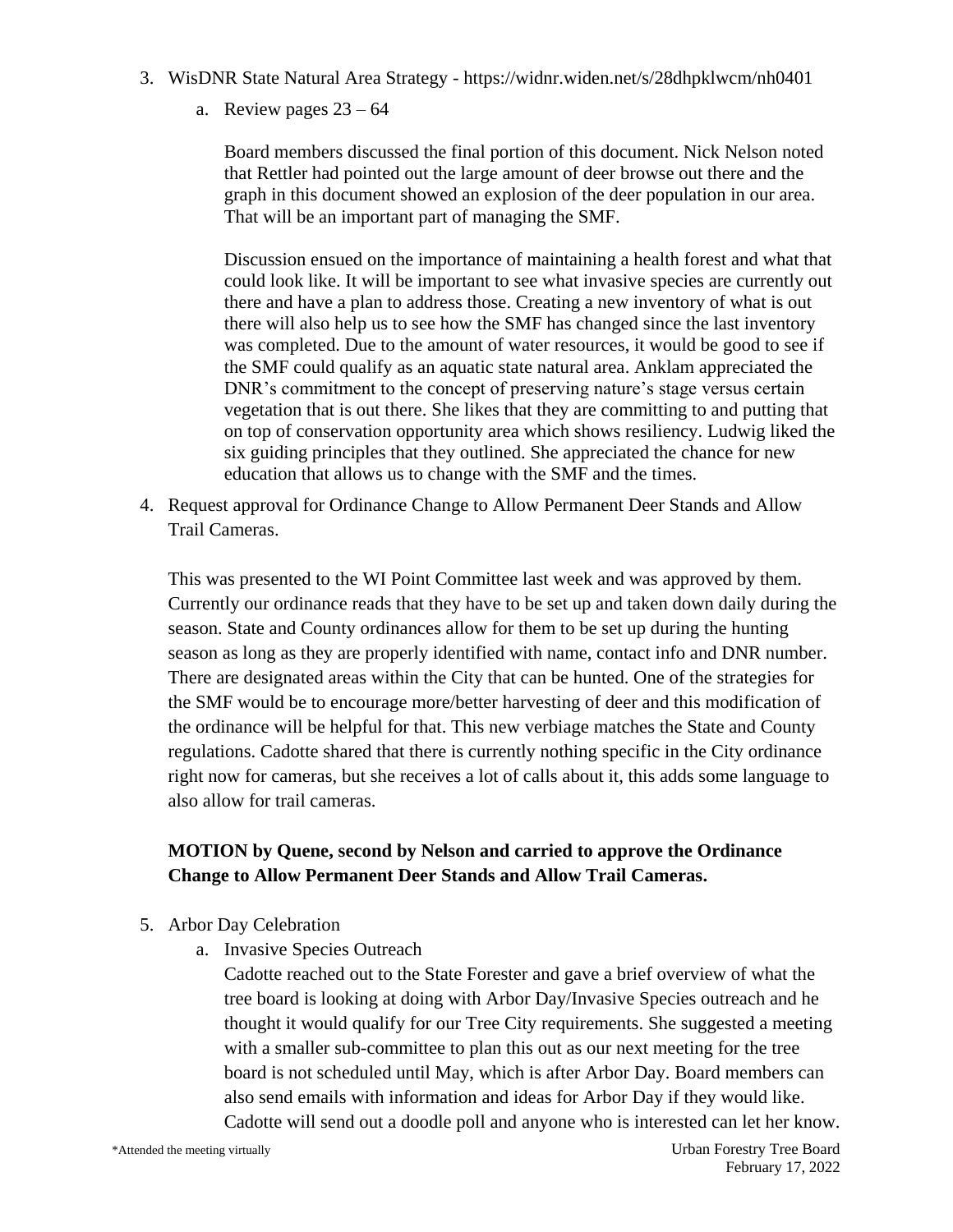3. WisDNR State Natural Area Strategy - https://widnr.widen.net/s/28dhpklwcm/nh0401

   a. Review pages 23 – 64

      Board members discussed the final portion of this document. Nick Nelson noted that Rettler had pointed out the large amount of deer browse out there and the graph in this document showed an explosion of the deer population in our area. That will be an important part of managing the SMF.

      Discussion ensued on the importance of maintaining a health forest and what that could look like. It will be important to see what invasive species are currently out there and have a plan to address those. Creating a new inventory of what is out there will also help us to see how the SMF has changed since the last inventory was completed. Due to the amount of water resources, it would be good to see if the SMF could qualify as an aquatic state natural area. Anklam appreciated the DNR's commitment to the concept of preserving nature's stage versus certain vegetation that is out there. She likes that they are committing to and putting that on top of conservation opportunity area which shows resiliency. Ludwig liked the six guiding principles that they outlined. She appreciated the chance for new education that allows us to change with the SMF and the times.

4. Request approval for Ordinance Change to Allow Permanent Deer Stands and Allow Trail Cameras.

   This was presented to the WI Point Committee last week and was approved by them. Currently our ordinance reads that they have to be set up and taken down daily during the season. State and County ordinances allow for them to be set up during the hunting season as long as they are properly identified with name, contact info and DNR number. There are designated areas within the City that can be hunted. One of the strategies for the SMF would be to encourage more/better harvesting of deer and this modification of the ordinance will be helpful for that. This new verbiage matches the State and County regulations. Cadotte shared that there is currently nothing specific in the City ordinance right now for cameras, but she receives a lot of calls about it, this adds some language to also allow for trail cameras.

   **MOTION by Quene, second by Nelson and carried to approve the Ordinance Change to Allow Permanent Deer Stands and Allow Trail Cameras.**

5. Arbor Day Celebration

   a. Invasive Species Outreach

      Cadotte reached out to the State Forester and gave a brief overview of what the tree board is looking at doing with Arbor Day/Invasive Species outreach and he thought it would qualify for our Tree City requirements. She suggested a meeting with a smaller sub-committee to plan this out as our next meeting for the tree board is not scheduled until May, which is after Arbor Day. Board members can also send emails with information and ideas for Arbor Day if they would like. Cadotte will send out a doodle poll and anyone who is interested can let her know.

\*Attended the meeting virtually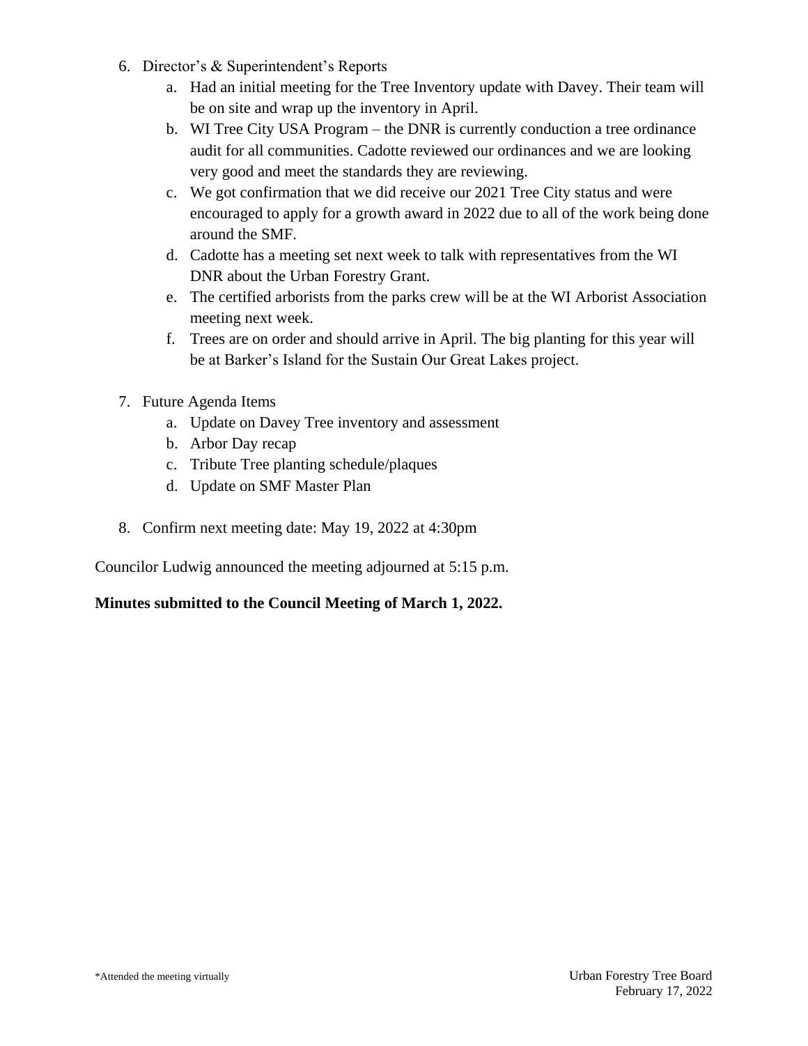6. Director's & Superintendent's Reports
    a. Had an initial meeting for the Tree Inventory update with Davey. Their team will be on site and wrap up the inventory in April.
    b. WI Tree City USA Program – the DNR is currently conduction a tree ordinance audit for all communities. Cadotte reviewed our ordinances and we are looking very good and meet the standards they are reviewing.
    c. We got confirmation that we did receive our 2021 Tree City status and were encouraged to apply for a growth award in 2022 due to all of the work being done around the SMF.
    d. Cadotte has a meeting set next week to talk with representatives from the WI DNR about the Urban Forestry Grant.
    e. The certified arborists from the parks crew will be at the WI Arborist Association meeting next week.
    f. Trees are on order and should arrive in April. The big planting for this year will be at Barker's Island for the Sustain Our Great Lakes project.

7. Future Agenda Items
    a. Update on Davey Tree inventory and assessment
    b. Arbor Day recap
    c. Tribute Tree planting schedule/plaques
    d. Update on SMF Master Plan

8. Confirm next meeting date: May 19, 2022 at 4:30pm

Councilor Ludwig announced the meeting adjourned at 5:15 p.m.

**Minutes submitted to the Council Meeting of March 1, 2022.**

*Attended the meeting virtually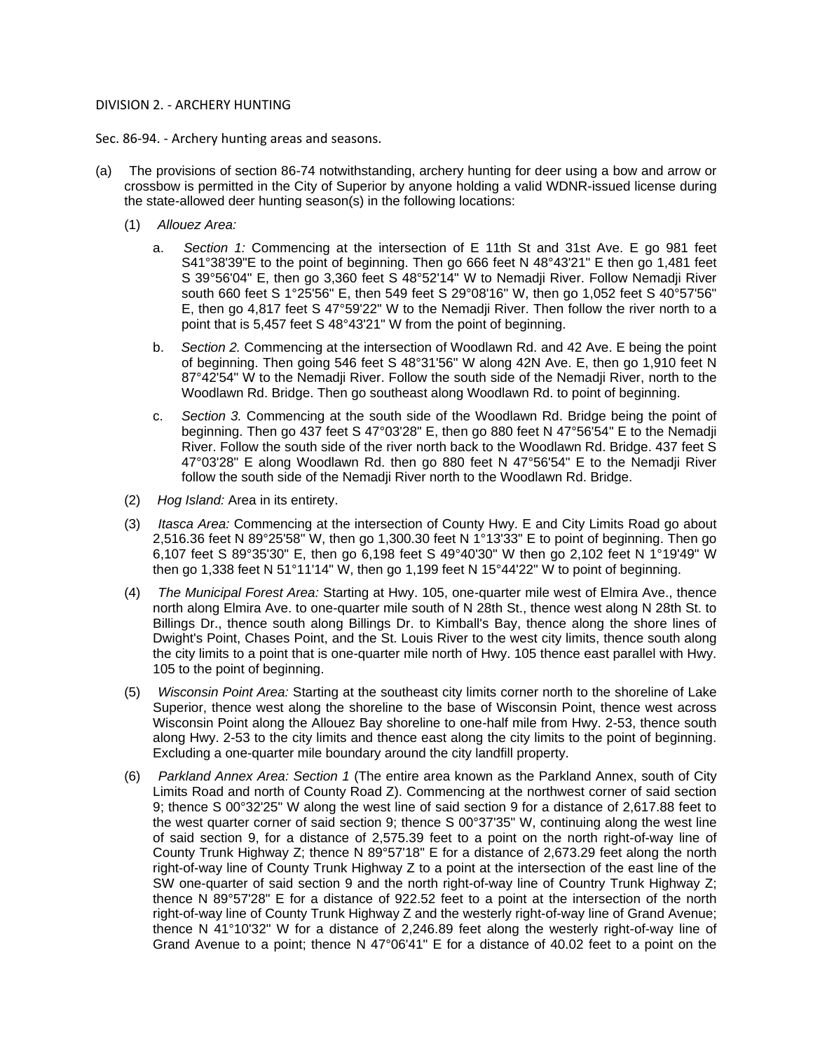DIVISION 2. - ARCHERY HUNTING

Sec. 86-94. - Archery hunting areas and seasons.

(a) The provisions of section 86-74 notwithstanding, archery hunting for deer using a bow and arrow or crossbow is permitted in the City of Superior by anyone holding a valid WDNR-issued license during the state-allowed deer hunting season(s) in the following locations:

(1) *Allouez Area:*

a. *Section 1:* Commencing at the intersection of E 11th St and 31st Ave. E go 981 feet S41°38'39"E to the point of beginning. Then go 666 feet N 48°43'21" E then go 1,481 feet S 39°56'04" E, then go 3,360 feet S 48°52'14" W to Nemadji River. Follow Nemadji River south 660 feet S 1°25'56" E, then 549 feet S 29°08'16" W, then go 1,052 feet S 40°57'56" E, then go 4,817 feet S 47°59'22" W to the Nemadji River. Then follow the river north to a point that is 5,457 feet S 48°43'21" W from the point of beginning.

b. *Section 2.* Commencing at the intersection of Woodlawn Rd. and 42 Ave. E being the point of beginning. Then going 546 feet S 48°31'56" W along 42N Ave. E, then go 1,910 feet N 87°42'54" W to the Nemadji River. Follow the south side of the Nemadji River, north to the Woodlawn Rd. Bridge. Then go southeast along Woodlawn Rd. to point of beginning.

c. *Section 3.* Commencing at the south side of the Woodlawn Rd. Bridge being the point of beginning. Then go 437 feet S 47°03'28" E, then go 880 feet N 47°56'54" E to the Nemadji River. Follow the south side of the river north back to the Woodlawn Rd. Bridge. 437 feet S 47°03'28" E along Woodlawn Rd. then go 880 feet N 47°56'54" E to the Nemadji River follow the south side of the Nemadji River north to the Woodlawn Rd. Bridge.

(2) *Hog Island:* Area in its entirety.

(3) *Itasca Area:* Commencing at the intersection of County Hwy. E and City Limits Road go about 2,516.36 feet N 89°25'58" W, then go 1,300.30 feet N 1°13'33" E to point of beginning. Then go 6,107 feet S 89°35'30" E, then go 6,198 feet S 49°40'30" W then go 2,102 feet N 1°19'49" W then go 1,338 feet N 51°11'14" W, then go 1,199 feet N 15°44'22" W to point of beginning.

(4) *The Municipal Forest Area:* Starting at Hwy. 105, one-quarter mile west of Elmira Ave., thence north along Elmira Ave. to one-quarter mile south of N 28th St., thence west along N 28th St. to Billings Dr., thence south along Billings Dr. to Kimball's Bay, thence along the shore lines of Dwight's Point, Chases Point, and the St. Louis River to the west city limits, thence south along the city limits to a point that is one-quarter mile north of Hwy. 105 thence east parallel with Hwy. 105 to the point of beginning.

(5) *Wisconsin Point Area:* Starting at the southeast city limits corner north to the shoreline of Lake Superior, thence west along the shoreline to the base of Wisconsin Point, thence west across Wisconsin Point along the Allouez Bay shoreline to one-half mile from Hwy. 2-53, thence south along Hwy. 2-53 to the city limits and thence east along the city limits to the point of beginning. Excluding a one-quarter mile boundary around the city landfill property.

(6) *Parkland Annex Area: Section 1* (The entire area known as the Parkland Annex, south of City Limits Road and north of County Road Z). Commencing at the northwest corner of said section 9; thence S 00°32'25" W along the west line of said section 9 for a distance of 2,617.88 feet to the west quarter corner of said section 9; thence S 00°37'35" W, continuing along the west line of said section 9, for a distance of 2,575.39 feet to a point on the north right-of-way line of County Trunk Highway Z; thence N 89°57'18" E for a distance of 2,673.29 feet along the north right-of-way line of County Trunk Highway Z to a point at the intersection of the east line of the SW one-quarter of said section 9 and the north right-of-way line of Country Trunk Highway Z; thence N 89°57'28" E for a distance of 922.52 feet to a point at the intersection of the north right-of-way line of County Trunk Highway Z and the westerly right-of-way line of Grand Avenue; thence N 41°10'32" W for a distance of 2,246.89 feet along the westerly right-of-way line of Grand Avenue to a point; thence N 47°06'41" E for a distance of 40.02 feet to a point on the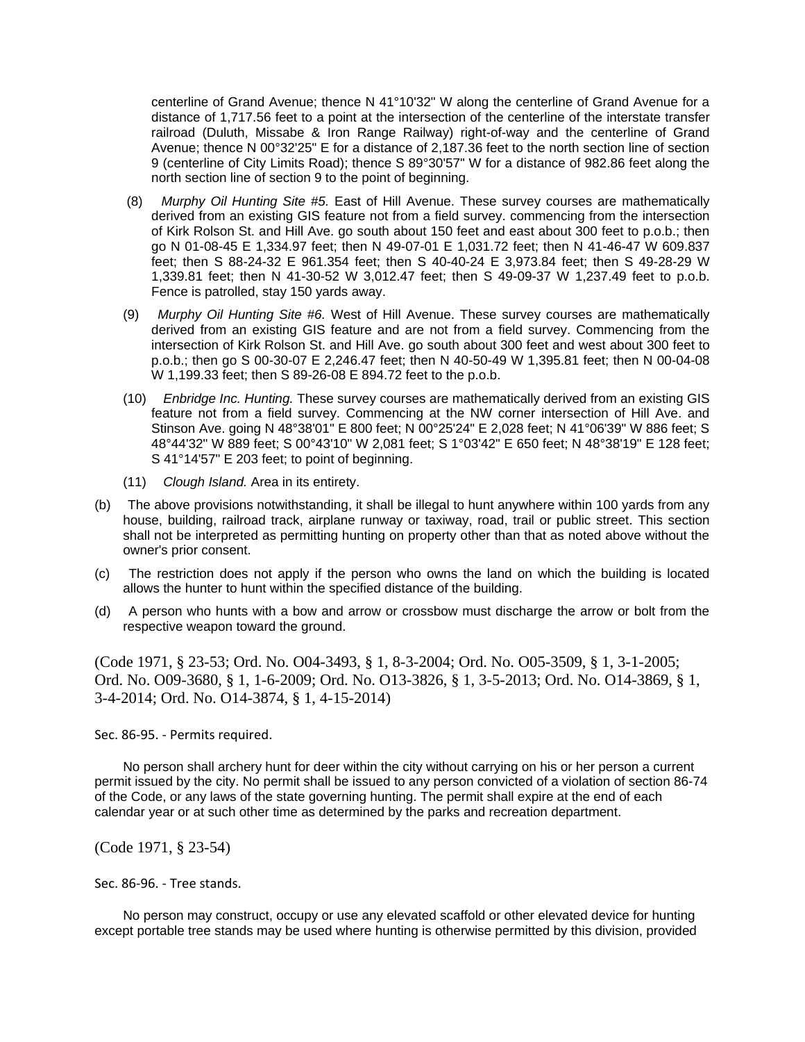centerline of Grand Avenue; thence N 41°10'32" W along the centerline of Grand Avenue for a distance of 1,717.56 feet to a point at the intersection of the centerline of the interstate transfer railroad (Duluth, Missabe & Iron Range Railway) right-of-way and the centerline of Grand Avenue; thence N 00°32'25" E for a distance of 2,187.36 feet to the north section line of section 9 (centerline of City Limits Road); thence S 89°30'57" W for a distance of 982.86 feet along the north section line of section 9 to the point of beginning.

(8) *Murphy Oil Hunting Site #5.* East of Hill Avenue. These survey courses are mathematically derived from an existing GIS feature not from a field survey. commencing from the intersection of Kirk Rolson St. and Hill Ave. go south about 150 feet and east about 300 feet to p.o.b.; then go N 01-08-45 E 1,334.97 feet; then N 49-07-01 E 1,031.72 feet; then N 41-46-47 W 609.837 feet; then S 88-24-32 E 961.354 feet; then S 40-40-24 E 3,973.84 feet; then S 49-28-29 W 1,339.81 feet; then N 41-30-52 W 3,012.47 feet; then S 49-09-37 W 1,237.49 feet to p.o.b. Fence is patrolled, stay 150 yards away.

(9) *Murphy Oil Hunting Site #6.* West of Hill Avenue. These survey courses are mathematically derived from an existing GIS feature and are not from a field survey. Commencing from the intersection of Kirk Rolson St. and Hill Ave. go south about 300 feet and west about 300 feet to p.o.b.; then go S 00-30-07 E 2,246.47 feet; then N 40-50-49 W 1,395.81 feet; then N 00-04-08 W 1,199.33 feet; then S 89-26-08 E 894.72 feet to the p.o.b.

(10) *Enbridge Inc. Hunting.* These survey courses are mathematically derived from an existing GIS feature not from a field survey. Commencing at the NW corner intersection of Hill Ave. and Stinson Ave. going N 48°38'01" E 800 feet; N 00°25'24" E 2,028 feet; N 41°06'39" W 886 feet; S 48°44'32" W 889 feet; S 00°43'10" W 2,081 feet; S 1°03'42" E 650 feet; N 48°38'19" E 128 feet; S 41°14'57" E 203 feet; to point of beginning.

(11) *Clough Island.* Area in its entirety.

(b) The above provisions notwithstanding, it shall be illegal to hunt anywhere within 100 yards from any house, building, railroad track, airplane runway or taxiway, road, trail or public street. This section shall not be interpreted as permitting hunting on property other than that as noted above without the owner's prior consent.

(c) The restriction does not apply if the person who owns the land on which the building is located allows the hunter to hunt within the specified distance of the building.

(d) A person who hunts with a bow and arrow or crossbow must discharge the arrow or bolt from the respective weapon toward the ground.

(Code 1971, § 23-53; Ord. No. O04-3493, § 1, 8-3-2004; Ord. No. O05-3509, § 1, 3-1-2005; Ord. No. O09-3680, § 1, 1-6-2009; Ord. No. O13-3826, § 1, 3-5-2013; Ord. No. O14-3869, § 1, 3-4-2014; Ord. No. O14-3874, § 1, 4-15-2014)

Sec. 86-95. - Permits required.

No person shall archery hunt for deer within the city without carrying on his or her person a current permit issued by the city. No permit shall be issued to any person convicted of a violation of section 86-74 of the Code, or any laws of the state governing hunting. The permit shall expire at the end of each calendar year or at such other time as determined by the parks and recreation department.

(Code 1971, § 23-54)

Sec. 86-96. - Tree stands.

No person may construct, occupy or use any elevated scaffold or other elevated device for hunting except portable tree stands may be used where hunting is otherwise permitted by this division, provided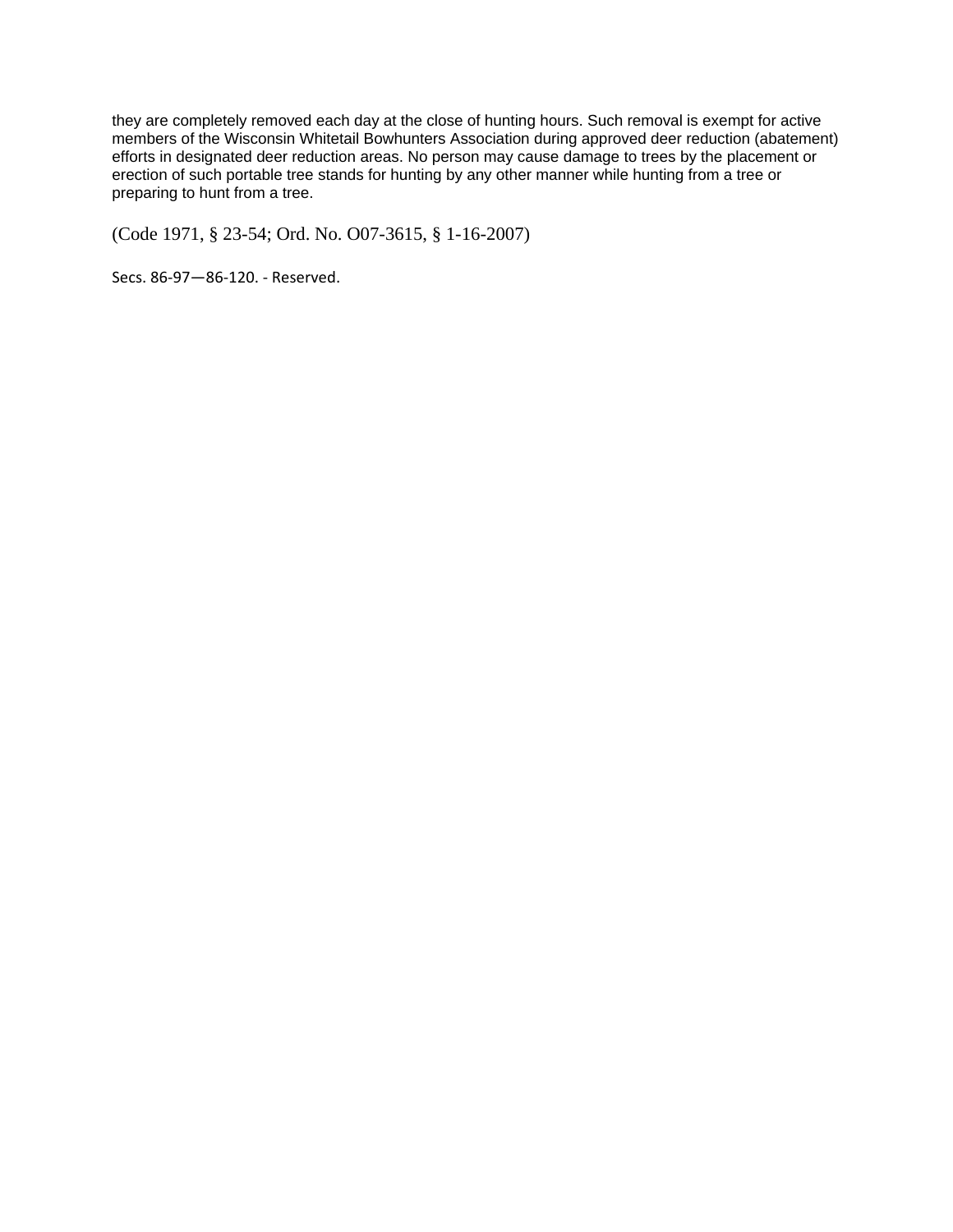they are completely removed each day at the close of hunting hours. Such removal is exempt for active members of the Wisconsin Whitetail Bowhunters Association during approved deer reduction (abatement) efforts in designated deer reduction areas. No person may cause damage to trees by the placement or erection of such portable tree stands for hunting by any other manner while hunting from a tree or preparing to hunt from a tree.

(Code 1971, § 23-54; Ord. No. O07-3615, § 1-16-2007)

Secs. 86-97—86-120. - Reserved.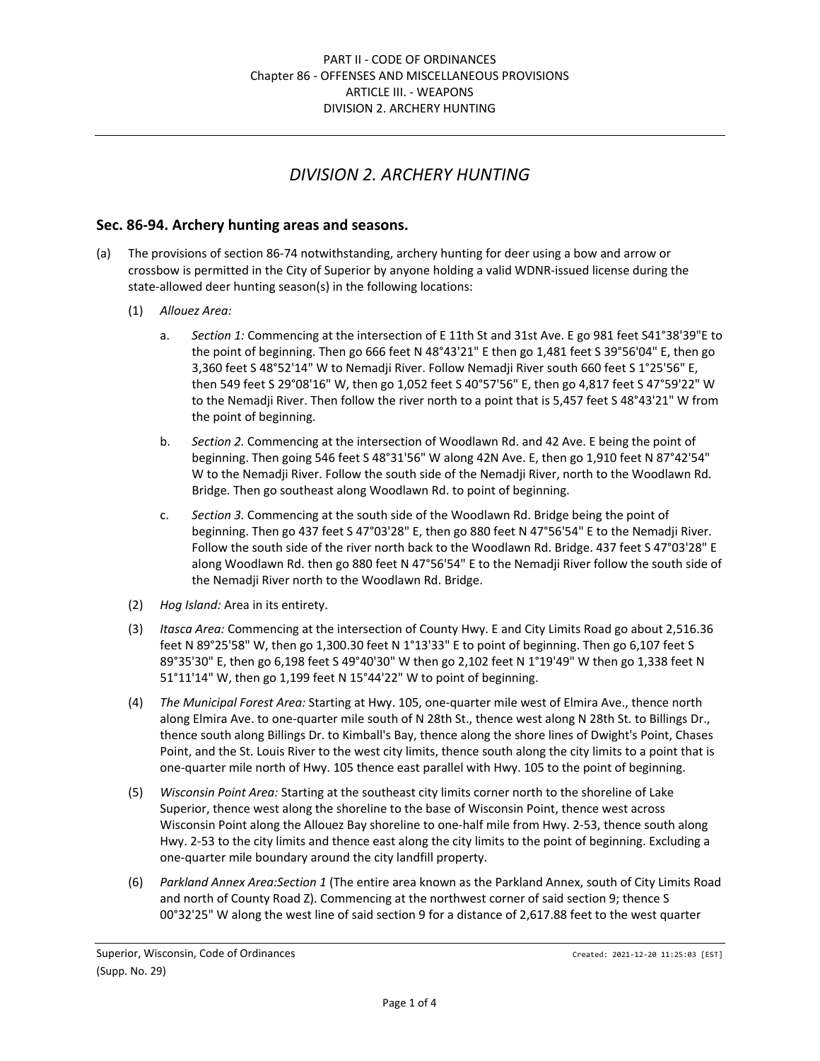PART II - CODE OF ORDINANCES
Chapter 86 - OFFENSES AND MISCELLANEOUS PROVISIONS
ARTICLE III. - WEAPONS
DIVISION 2. ARCHERY HUNTING

# *DIVISION 2. ARCHERY HUNTING*

## Sec. 86-94. Archery hunting areas and seasons.

(a) The provisions of section 86-74 notwithstanding, archery hunting for deer using a bow and arrow or crossbow is permitted in the City of Superior by anyone holding a valid WDNR-issued license during the state-allowed deer hunting season(s) in the following locations:

(1) *Allouez Area:*

a. *Section 1:* Commencing at the intersection of E 11th St and 31st Ave. E go 981 feet S41°38'39"E to the point of beginning. Then go 666 feet N 48°43'21" E then go 1,481 feet S 39°56'04" E, then go 3,360 feet S 48°52'14" W to Nemadji River. Follow Nemadji River south 660 feet S 1°25'56" E, then 549 feet S 29°08'16" W, then go 1,052 feet S 40°57'56" E, then go 4,817 feet S 47°59'22" W to the Nemadji River. Then follow the river north to a point that is 5,457 feet S 48°43'21" W from the point of beginning.

b. *Section 2.* Commencing at the intersection of Woodlawn Rd. and 42 Ave. E being the point of beginning. Then going 546 feet S 48°31'56" W along 42N Ave. E, then go 1,910 feet N 87°42'54" W to the Nemadji River. Follow the south side of the Nemadji River, north to the Woodlawn Rd. Bridge. Then go southeast along Woodlawn Rd. to point of beginning.

c. *Section 3.* Commencing at the south side of the Woodlawn Rd. Bridge being the point of beginning. Then go 437 feet S 47°03'28" E, then go 880 feet N 47°56'54" E to the Nemadji River. Follow the south side of the river north back to the Woodlawn Rd. Bridge. 437 feet S 47°03'28" E along Woodlawn Rd. then go 880 feet N 47°56'54" E to the Nemadji River follow the south side of the Nemadji River north to the Woodlawn Rd. Bridge.

(2) *Hog Island:* Area in its entirety.

(3) *Itasca Area:* Commencing at the intersection of County Hwy. E and City Limits Road go about 2,516.36 feet N 89°25'58" W, then go 1,300.30 feet N 1°13'33" E to point of beginning. Then go 6,107 feet S 89°35'30" E, then go 6,198 feet S 49°40'30" W then go 2,102 feet N 1°19'49" W then go 1,338 feet N 51°11'14" W, then go 1,199 feet N 15°44'22" W to point of beginning.

(4) *The Municipal Forest Area:* Starting at Hwy. 105, one-quarter mile west of Elmira Ave., thence north along Elmira Ave. to one-quarter mile south of N 28th St., thence west along N 28th St. to Billings Dr., thence south along Billings Dr. to Kimball's Bay, thence along the shore lines of Dwight's Point, Chases Point, and the St. Louis River to the west city limits, thence south along the city limits to a point that is one-quarter mile north of Hwy. 105 thence east parallel with Hwy. 105 to the point of beginning.

(5) *Wisconsin Point Area:* Starting at the southeast city limits corner north to the shoreline of Lake Superior, thence west along the shoreline to the base of Wisconsin Point, thence west across Wisconsin Point along the Allouez Bay shoreline to one-half mile from Hwy. 2-53, thence south along Hwy. 2-53 to the city limits and thence east along the city limits to the point of beginning. Excluding a one-quarter mile boundary around the city landfill property.

(6) *Parkland Annex Area:Section 1* (The entire area known as the Parkland Annex, south of City Limits Road and north of County Road Z). Commencing at the northwest corner of said section 9; thence S 00°32'25" W along the west line of said section 9 for a distance of 2,617.88 feet to the west quarter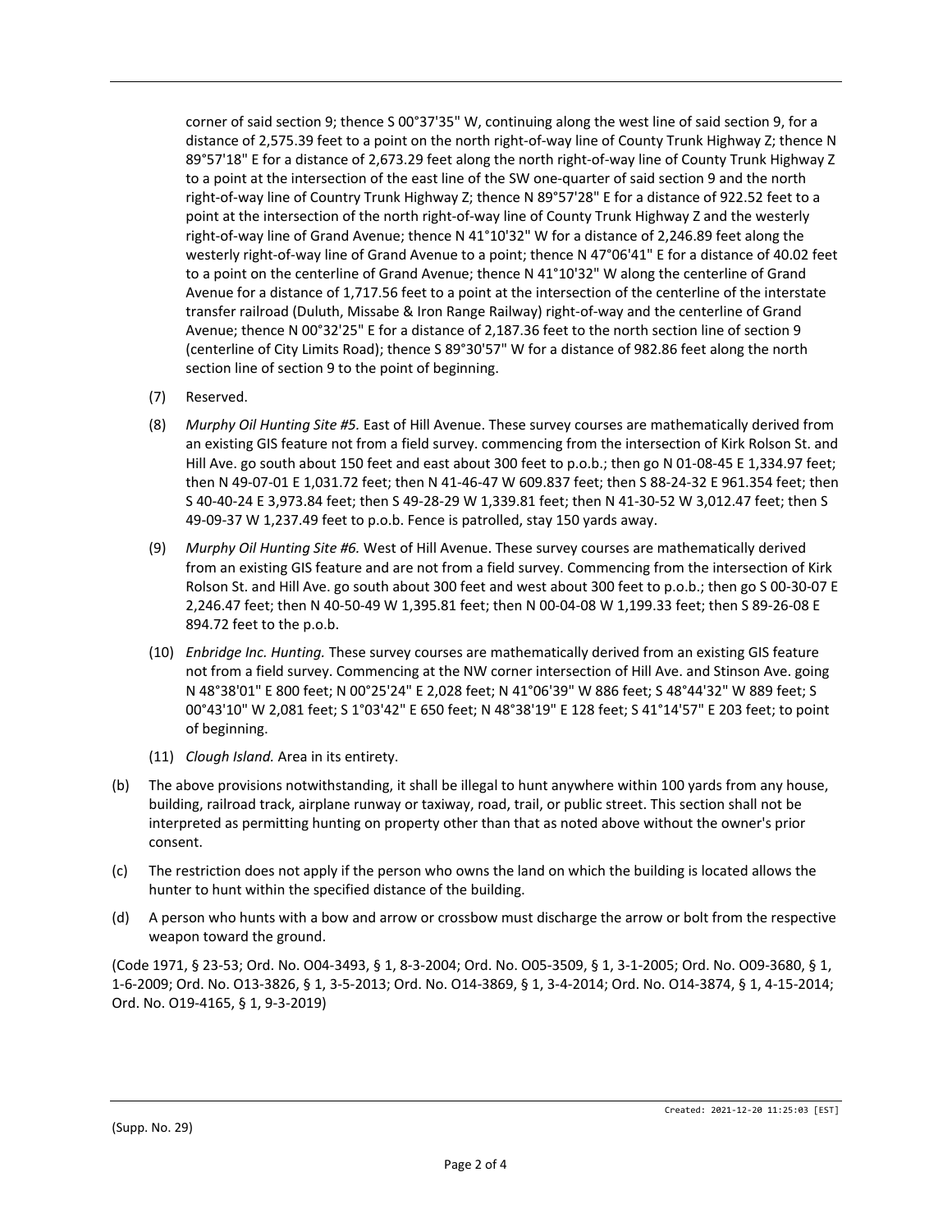corner of said section 9; thence S 00°37'35" W, continuing along the west line of said section 9, for a distance of 2,575.39 feet to a point on the north right-of-way line of County Trunk Highway Z; thence N 89°57'18" E for a distance of 2,673.29 feet along the north right-of-way line of County Trunk Highway Z to a point at the intersection of the east line of the SW one-quarter of said section 9 and the north right-of-way line of Country Trunk Highway Z; thence N 89°57'28" E for a distance of 922.52 feet to a point at the intersection of the north right-of-way line of County Trunk Highway Z and the westerly right-of-way line of Grand Avenue; thence N 41°10'32" W for a distance of 2,246.89 feet along the westerly right-of-way line of Grand Avenue to a point; thence N 47°06'41" E for a distance of 40.02 feet to a point on the centerline of Grand Avenue; thence N 41°10'32" W along the centerline of Grand Avenue for a distance of 1,717.56 feet to a point at the intersection of the centerline of the interstate transfer railroad (Duluth, Missabe & Iron Range Railway) right-of-way and the centerline of Grand Avenue; thence N 00°32'25" E for a distance of 2,187.36 feet to the north section line of section 9 (centerline of City Limits Road); thence S 89°30'57" W for a distance of 982.86 feet along the north section line of section 9 to the point of beginning.

(7) Reserved.

(8) *Murphy Oil Hunting Site #5.* East of Hill Avenue. These survey courses are mathematically derived from an existing GIS feature not from a field survey. commencing from the intersection of Kirk Rolson St. and Hill Ave. go south about 150 feet and east about 300 feet to p.o.b.; then go N 01-08-45 E 1,334.97 feet; then N 49-07-01 E 1,031.72 feet; then N 41-46-47 W 609.837 feet; then S 88-24-32 E 961.354 feet; then S 40-40-24 E 3,973.84 feet; then S 49-28-29 W 1,339.81 feet; then N 41-30-52 W 3,012.47 feet; then S 49-09-37 W 1,237.49 feet to p.o.b. Fence is patrolled, stay 150 yards away.

(9) *Murphy Oil Hunting Site #6.* West of Hill Avenue. These survey courses are mathematically derived from an existing GIS feature and are not from a field survey. Commencing from the intersection of Kirk Rolson St. and Hill Ave. go south about 300 feet and west about 300 feet to p.o.b.; then go S 00-30-07 E 2,246.47 feet; then N 40-50-49 W 1,395.81 feet; then N 00-04-08 W 1,199.33 feet; then S 89-26-08 E 894.72 feet to the p.o.b.

(10) *Enbridge Inc. Hunting.* These survey courses are mathematically derived from an existing GIS feature not from a field survey. Commencing at the NW corner intersection of Hill Ave. and Stinson Ave. going N 48°38'01" E 800 feet; N 00°25'24" E 2,028 feet; N 41°06'39" W 886 feet; S 48°44'32" W 889 feet; S 00°43'10" W 2,081 feet; S 1°03'42" E 650 feet; N 48°38'19" E 128 feet; S 41°14'57" E 203 feet; to point of beginning.

(11) *Clough Island.* Area in its entirety.

(b) The above provisions notwithstanding, it shall be illegal to hunt anywhere within 100 yards from any house, building, railroad track, airplane runway or taxiway, road, trail, or public street. This section shall not be interpreted as permitting hunting on property other than that as noted above without the owner's prior consent.

(c) The restriction does not apply if the person who owns the land on which the building is located allows the hunter to hunt within the specified distance of the building.

(d) A person who hunts with a bow and arrow or crossbow must discharge the arrow or bolt from the respective weapon toward the ground.

(Code 1971, § 23-53; Ord. No. O04-3493, § 1, 8-3-2004; Ord. No. O05-3509, § 1, 3-1-2005; Ord. No. O09-3680, § 1, 1-6-2009; Ord. No. O13-3826, § 1, 3-5-2013; Ord. No. O14-3869, § 1, 3-4-2014; Ord. No. O14-3874, § 1, 4-15-2014; Ord. No. O19-4165, § 1, 9-3-2019)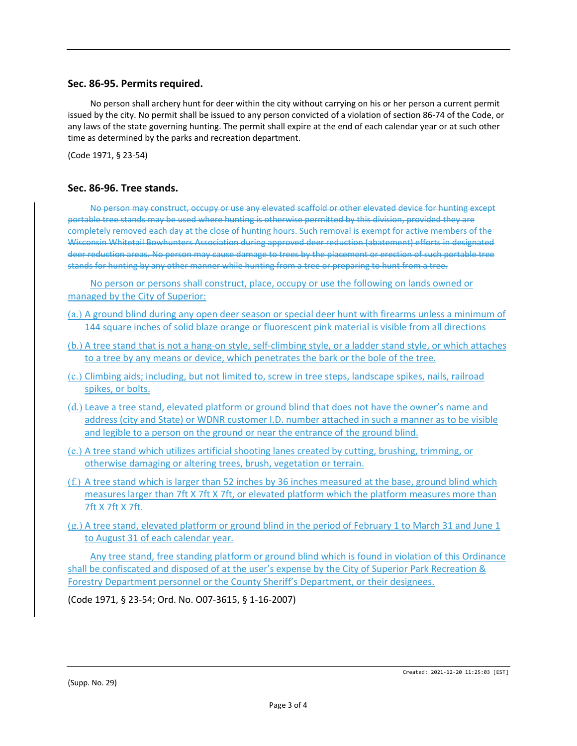### Sec. 86-95. Permits required.

No person shall archery hunt for deer within the city without carrying on his or her person a current permit issued by the city. No permit shall be issued to any person convicted of a violation of section 86-74 of the Code, or any laws of the state governing hunting. The permit shall expire at the end of each calendar year or at such other time as determined by the parks and recreation department.

(Code 1971, § 23-54)

### Sec. 86-96. Tree stands.

~~No person may construct, occupy or use any elevated scaffold or other elevated device for hunting except portable tree stands may be used where hunting is otherwise permitted by this division, provided they are completely removed each day at the close of hunting hours. Such removal is exempt for active members of the Wisconsin Whitetail Bowhunters Association during approved deer reduction (abatement) efforts in designated deer reduction areas. No person may cause damage to trees by the placement or erection of such portable tree stands for hunting by any other manner while hunting from a tree or preparing to hunt from a tree.~~

No person or persons shall construct, place, occupy or use the following on lands owned or managed by the City of Superior:

(a.) A ground blind during any open deer season or special deer hunt with firearms unless a minimum of 144 square inches of solid blaze orange or fluorescent pink material is visible from all directions

(b.) A tree stand that is not a hang-on style, self-climbing style, or a ladder stand style, or which attaches to a tree by any means or device, which penetrates the bark or the bole of the tree.

(c.) Climbing aids; including, but not limited to, screw in tree steps, landscape spikes, nails, railroad spikes, or bolts.

(d.) Leave a tree stand, elevated platform or ground blind that does not have the owner's name and address (city and State) or WDNR customer I.D. number attached in such a manner as to be visible and legible to a person on the ground or near the entrance of the ground blind.

(e.) A tree stand which utilizes artificial shooting lanes created by cutting, brushing, trimming, or otherwise damaging or altering trees, brush, vegetation or terrain.

(f.) A tree stand which is larger than 52 inches by 36 inches measured at the base, ground blind which measures larger than 7ft X 7ft X 7ft, or elevated platform which the platform measures more than 7ft X 7ft X 7ft.

(g.) A tree stand, elevated platform or ground blind in the period of February 1 to March 31 and June 1 to August 31 of each calendar year.

Any tree stand, free standing platform or ground blind which is found in violation of this Ordinance shall be confiscated and disposed of at the user's expense by the City of Superior Park Recreation & Forestry Department personnel or the County Sheriff's Department, or their designees.

(Code 1971, § 23-54; Ord. No. O07-3615, § 1-16-2007)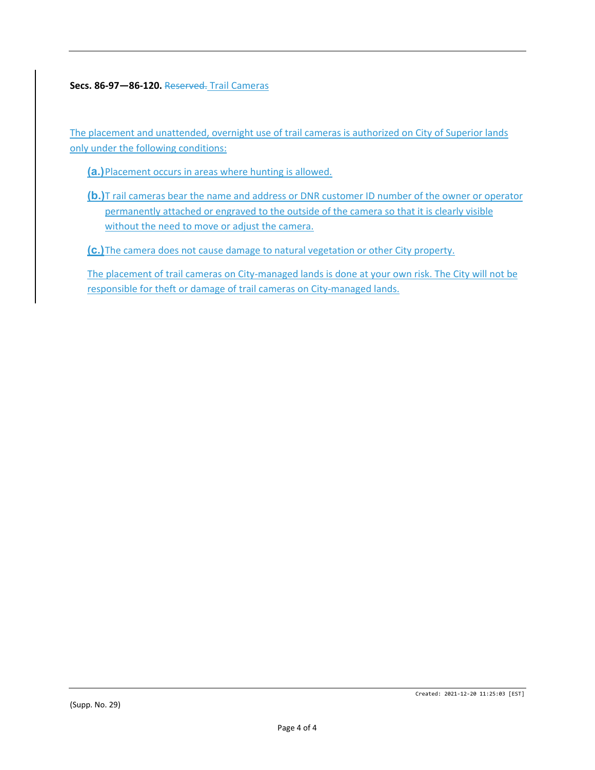**Secs. 86-97—86-120.** ~~Reserved.~~ Trail Cameras

The placement and unattended, overnight use of trail cameras is authorized on City of Superior lands only under the following conditions:

**(a.)** Placement occurs in areas where hunting is allowed.

**(b.)** T rail cameras bear the name and address or DNR customer ID number of the owner or operator permanently attached or engraved to the outside of the camera so that it is clearly visible without the need to move or adjust the camera.

**(c.)** The camera does not cause damage to natural vegetation or other City property.

The placement of trail cameras on City-managed lands is done at your own risk. The City will not be responsible for theft or damage of trail cameras on City-managed lands.